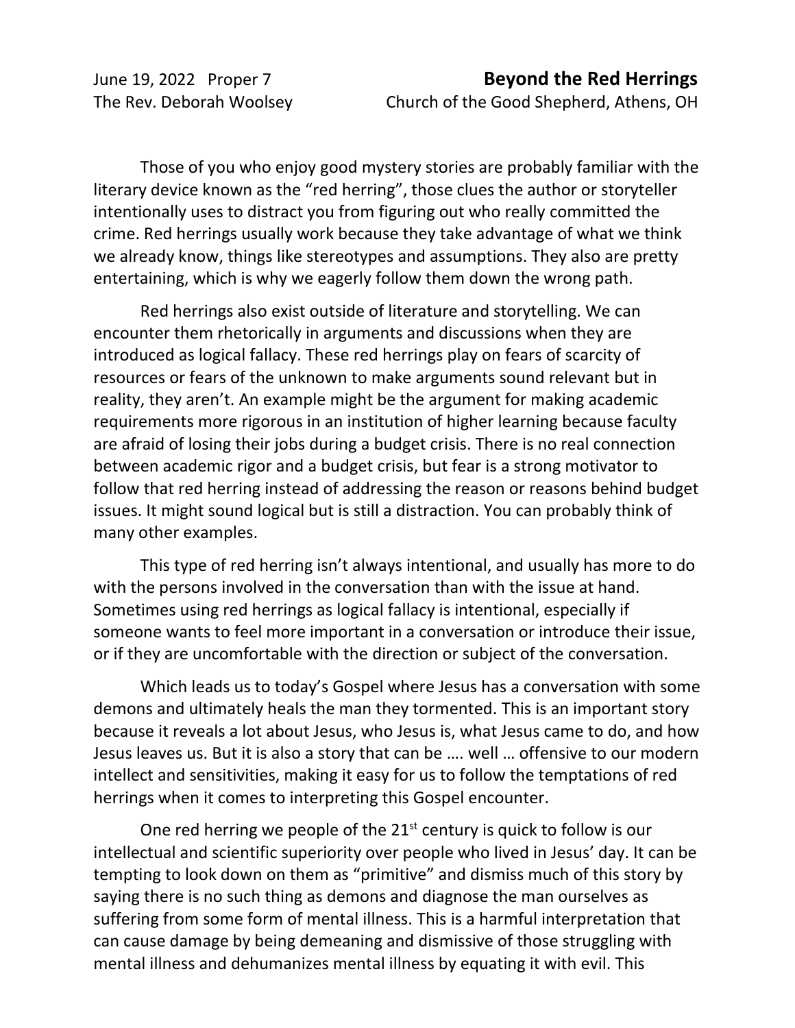June 19, 2022 Proper 7

The Rev. Deborah Woolsey

# Beyond the Red Herrings

Church of the Good Shepherd, Athens, OH

Those of you who enjoy good mystery stories are probably familiar with the literary device known as the "red herring", those clues the author or storyteller intentionally uses to distract you from figuring out who really committed the crime. Red herrings usually work because they take advantage of what we think we already know, things like stereotypes and assumptions. They also are pretty entertaining, which is why we eagerly follow them down the wrong path.

Red herrings also exist outside of literature and storytelling. We can encounter them rhetorically in arguments and discussions when they are introduced as logical fallacy. These red herrings play on fears of scarcity of resources or fears of the unknown to make arguments sound relevant but in reality, they aren't. An example might be the argument for making academic requirements more rigorous in an institution of higher learning because faculty are afraid of losing their jobs during a budget crisis. There is no real connection between academic rigor and a budget crisis, but fear is a strong motivator to follow that red herring instead of addressing the reason or reasons behind budget issues. It might sound logical but is still a distraction. You can probably think of many other examples.

This type of red herring isn't always intentional, and usually has more to do with the persons involved in the conversation than with the issue at hand. Sometimes using red herrings as logical fallacy is intentional, especially if someone wants to feel more important in a conversation or introduce their issue, or if they are uncomfortable with the direction or subject of the conversation.

Which leads us to today's Gospel where Jesus has a conversation with some demons and ultimately heals the man they tormented. This is an important story because it reveals a lot about Jesus, who Jesus is, what Jesus came to do, and how Jesus leaves us. But it is also a story that can be …. well … offensive to our modern intellect and sensitivities, making it easy for us to follow the temptations of red herrings when it comes to interpreting this Gospel encounter.

One red herring we people of the 21st century is quick to follow is our intellectual and scientific superiority over people who lived in Jesus' day. It can be tempting to look down on them as "primitive" and dismiss much of this story by saying there is no such thing as demons and diagnose the man ourselves as suffering from some form of mental illness. This is a harmful interpretation that can cause damage by being demeaning and dismissive of those struggling with mental illness and dehumanizes mental illness by equating it with evil. This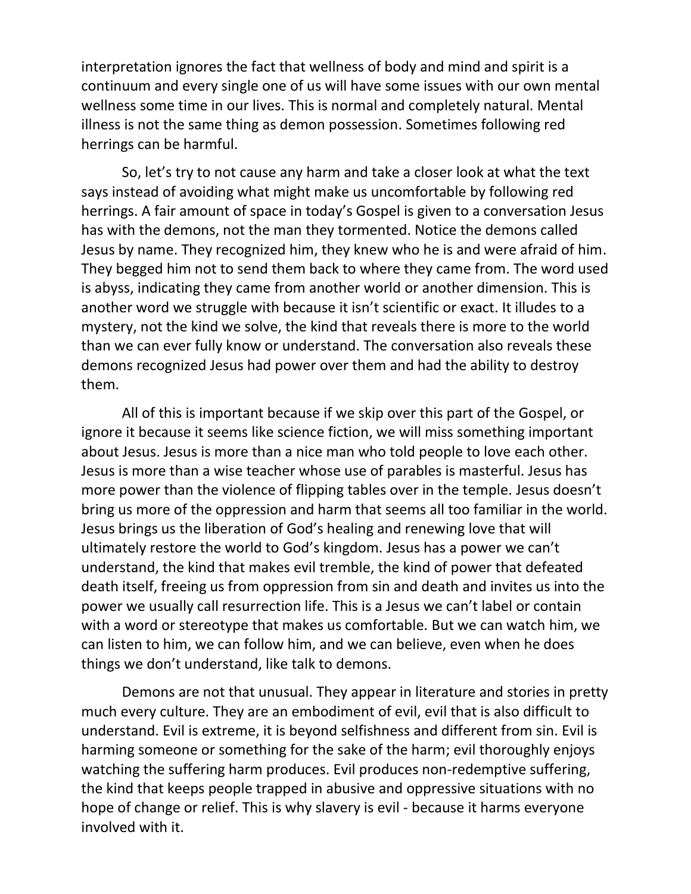interpretation ignores the fact that wellness of body and mind and spirit is a continuum and every single one of us will have some issues with our own mental wellness some time in our lives. This is normal and completely natural. Mental illness is not the same thing as demon possession. Sometimes following red herrings can be harmful.

So, let's try to not cause any harm and take a closer look at what the text says instead of avoiding what might make us uncomfortable by following red herrings. A fair amount of space in today's Gospel is given to a conversation Jesus has with the demons, not the man they tormented. Notice the demons called Jesus by name. They recognized him, they knew who he is and were afraid of him. They begged him not to send them back to where they came from. The word used is abyss, indicating they came from another world or another dimension. This is another word we struggle with because it isn't scientific or exact. It illudes to a mystery, not the kind we solve, the kind that reveals there is more to the world than we can ever fully know or understand. The conversation also reveals these demons recognized Jesus had power over them and had the ability to destroy them.

All of this is important because if we skip over this part of the Gospel, or ignore it because it seems like science fiction, we will miss something important about Jesus. Jesus is more than a nice man who told people to love each other. Jesus is more than a wise teacher whose use of parables is masterful. Jesus has more power than the violence of flipping tables over in the temple. Jesus doesn't bring us more of the oppression and harm that seems all too familiar in the world. Jesus brings us the liberation of God's healing and renewing love that will ultimately restore the world to God's kingdom. Jesus has a power we can't understand, the kind that makes evil tremble, the kind of power that defeated death itself, freeing us from oppression from sin and death and invites us into the power we usually call resurrection life. This is a Jesus we can't label or contain with a word or stereotype that makes us comfortable. But we can watch him, we can listen to him, we can follow him, and we can believe, even when he does things we don't understand, like talk to demons.

Demons are not that unusual. They appear in literature and stories in pretty much every culture. They are an embodiment of evil, evil that is also difficult to understand. Evil is extreme, it is beyond selfishness and different from sin. Evil is harming someone or something for the sake of the harm; evil thoroughly enjoys watching the suffering harm produces. Evil produces non-redemptive suffering, the kind that keeps people trapped in abusive and oppressive situations with no hope of change or relief. This is why slavery is evil - because it harms everyone involved with it.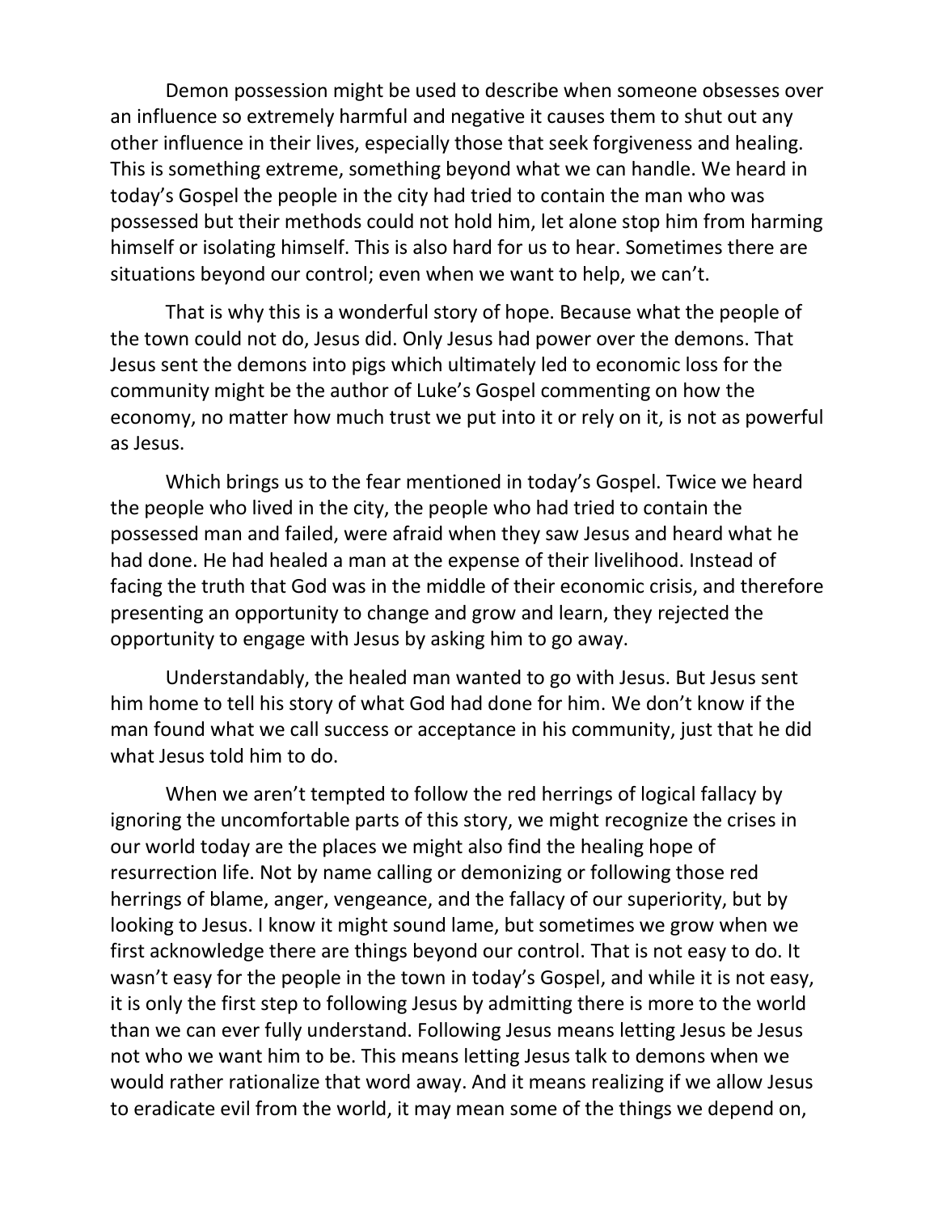Demon possession might be used to describe when someone obsesses over an influence so extremely harmful and negative it causes them to shut out any other influence in their lives, especially those that seek forgiveness and healing. This is something extreme, something beyond what we can handle. We heard in today's Gospel the people in the city had tried to contain the man who was possessed but their methods could not hold him, let alone stop him from harming himself or isolating himself. This is also hard for us to hear. Sometimes there are situations beyond our control; even when we want to help, we can't.

That is why this is a wonderful story of hope. Because what the people of the town could not do, Jesus did. Only Jesus had power over the demons. That Jesus sent the demons into pigs which ultimately led to economic loss for the community might be the author of Luke's Gospel commenting on how the economy, no matter how much trust we put into it or rely on it, is not as powerful as Jesus.

Which brings us to the fear mentioned in today's Gospel. Twice we heard the people who lived in the city, the people who had tried to contain the possessed man and failed, were afraid when they saw Jesus and heard what he had done. He had healed a man at the expense of their livelihood. Instead of facing the truth that God was in the middle of their economic crisis, and therefore presenting an opportunity to change and grow and learn, they rejected the opportunity to engage with Jesus by asking him to go away.

Understandably, the healed man wanted to go with Jesus. But Jesus sent him home to tell his story of what God had done for him. We don't know if the man found what we call success or acceptance in his community, just that he did what Jesus told him to do.

When we aren't tempted to follow the red herrings of logical fallacy by ignoring the uncomfortable parts of this story, we might recognize the crises in our world today are the places we might also find the healing hope of resurrection life. Not by name calling or demonizing or following those red herrings of blame, anger, vengeance, and the fallacy of our superiority, but by looking to Jesus. I know it might sound lame, but sometimes we grow when we first acknowledge there are things beyond our control. That is not easy to do. It wasn't easy for the people in the town in today's Gospel, and while it is not easy, it is only the first step to following Jesus by admitting there is more to the world than we can ever fully understand. Following Jesus means letting Jesus be Jesus not who we want him to be. This means letting Jesus talk to demons when we would rather rationalize that word away. And it means realizing if we allow Jesus to eradicate evil from the world, it may mean some of the things we depend on,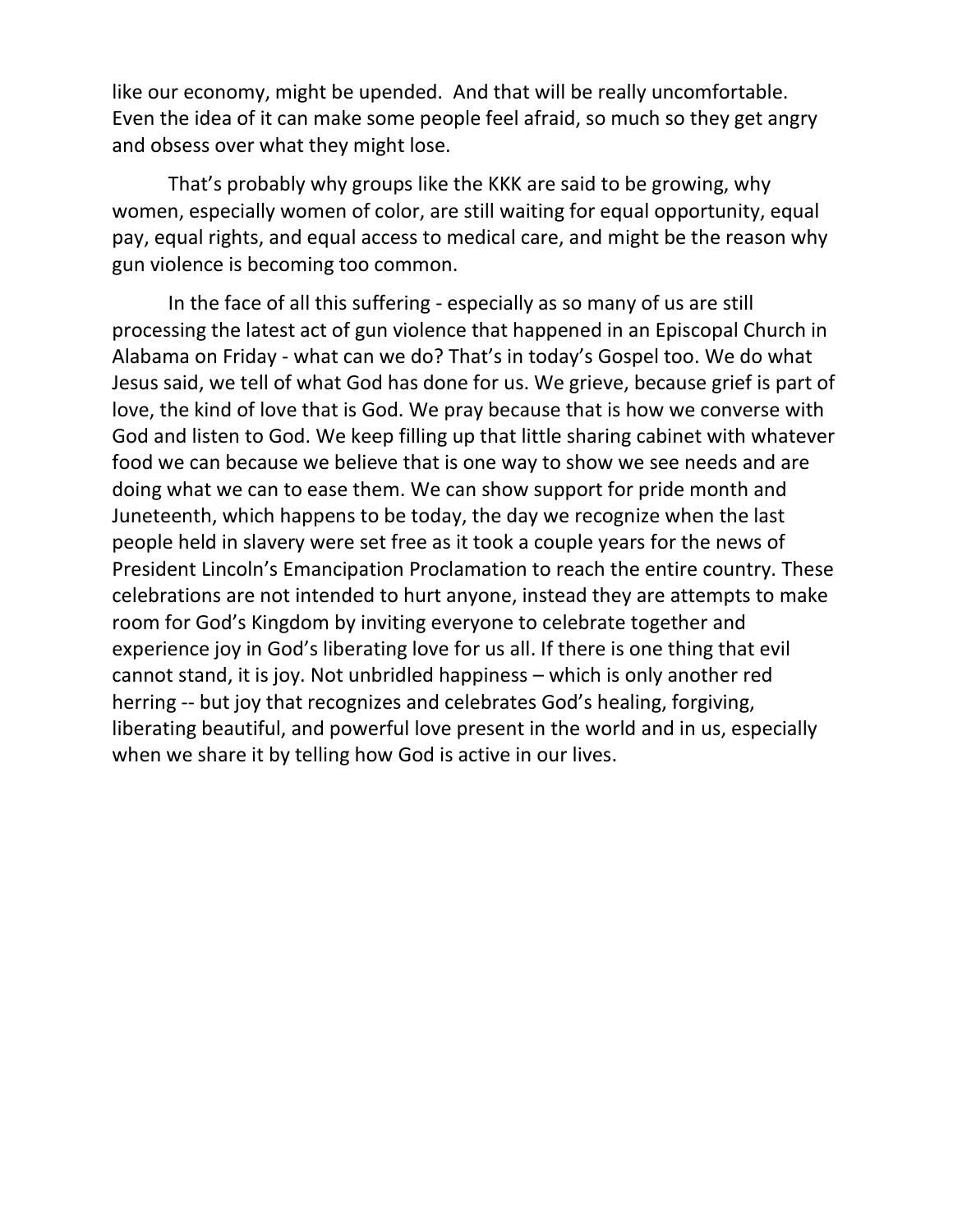like our economy, might be upended. And that will be really uncomfortable. Even the idea of it can make some people feel afraid, so much so they get angry and obsess over what they might lose.

That's probably why groups like the KKK are said to be growing, why women, especially women of color, are still waiting for equal opportunity, equal pay, equal rights, and equal access to medical care, and might be the reason why gun violence is becoming too common.

In the face of all this suffering - especially as so many of us are still processing the latest act of gun violence that happened in an Episcopal Church in Alabama on Friday - what can we do? That's in today's Gospel too. We do what Jesus said, we tell of what God has done for us. We grieve, because grief is part of love, the kind of love that is God. We pray because that is how we converse with God and listen to God. We keep filling up that little sharing cabinet with whatever food we can because we believe that is one way to show we see needs and are doing what we can to ease them. We can show support for pride month and Juneteenth, which happens to be today, the day we recognize when the last people held in slavery were set free as it took a couple years for the news of President Lincoln's Emancipation Proclamation to reach the entire country. These celebrations are not intended to hurt anyone, instead they are attempts to make room for God's Kingdom by inviting everyone to celebrate together and experience joy in God's liberating love for us all. If there is one thing that evil cannot stand, it is joy. Not unbridled happiness – which is only another red herring -- but joy that recognizes and celebrates God's healing, forgiving, liberating beautiful, and powerful love present in the world and in us, especially when we share it by telling how God is active in our lives.